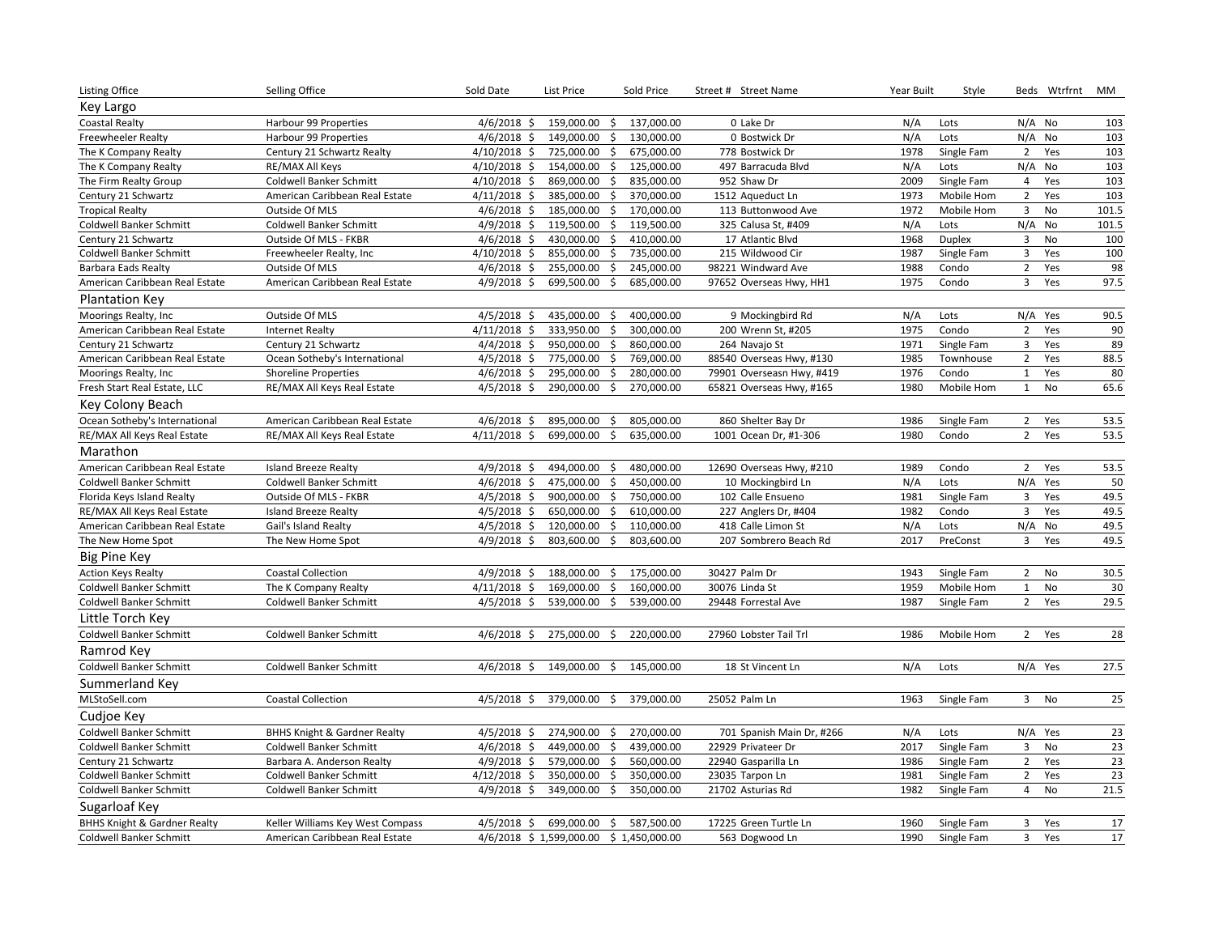| Listing Office | Selling Office | Sold Date | List Price | Sold Price | Street # | Street Name | Year Built | Style | Beds | Wtrfrnt | MM |
|---|---|---|---|---|---|---|---|---|---|---|---|
| **Key Largo** | | | | | | | | | | | |
| Coastal Realty | Harbour 99 Properties | 4/6/2018 | $ 159,000.00 | $ 137,000.00 | 0 | Lake Dr | N/A | Lots | N/A | No | 103 |
| Freewheeler Realty | Harbour 99 Properties | 4/6/2018 | $ 149,000.00 | $ 130,000.00 | 0 | Bostwick Dr | N/A | Lots | N/A | No | 103 |
| The K Company Realty | Century 21 Schwartz Realty | 4/10/2018 | $ 725,000.00 | $ 675,000.00 | 778 | Bostwick Dr | 1978 | Single Fam | 2 | Yes | 103 |
| The K Company Realty | RE/MAX All Keys | 4/10/2018 | $ 154,000.00 | $ 125,000.00 | 497 | Barracuda Blvd | N/A | Lots | N/A | No | 103 |
| The Firm Realty Group | Coldwell Banker Schmitt | 4/10/2018 | $ 869,000.00 | $ 835,000.00 | 952 | Shaw Dr | 2009 | Single Fam | 4 | Yes | 103 |
| Century 21 Schwartz | American Caribbean Real Estate | 4/11/2018 | $ 385,000.00 | $ 370,000.00 | 1512 | Aqueduct Ln | 1973 | Mobile Hom | 2 | Yes | 103 |
| Tropical Realty | Outside Of MLS | 4/6/2018 | $ 185,000.00 | $ 170,000.00 | 113 | Buttonwood Ave | 1972 | Mobile Hom | 3 | No | 101.5 |
| Coldwell Banker Schmitt | Coldwell Banker Schmitt | 4/9/2018 | $ 119,500.00 | $ 119,500.00 | 325 | Calusa St, #409 | N/A | Lots | N/A | No | 101.5 |
| Century 21 Schwartz | Outside Of MLS - FKBR | 4/6/2018 | $ 430,000.00 | $ 410,000.00 | 17 | Atlantic Blvd | 1968 | Duplex | 3 | No | 100 |
| Coldwell Banker Schmitt | Freewheeler Realty, Inc | 4/10/2018 | $ 855,000.00 | $ 735,000.00 | 215 | Wildwood Cir | 1987 | Single Fam | 3 | Yes | 100 |
| Barbara Eads Realty | Outside Of MLS | 4/6/2018 | $ 255,000.00 | $ 245,000.00 | 98221 | Windward Ave | 1988 | Condo | 2 | Yes | 98 |
| American Caribbean Real Estate | American Caribbean Real Estate | 4/9/2018 | $ 699,500.00 | $ 685,000.00 | 97652 | Overseas Hwy, HH1 | 1975 | Condo | 3 | Yes | 97.5 |
| **Plantation Key** | | | | | | | | | | | |
| Moorings Realty, Inc | Outside Of MLS | 4/5/2018 | $ 435,000.00 | $ 400,000.00 | 9 | Mockingbird Rd | N/A | Lots | N/A | Yes | 90.5 |
| American Caribbean Real Estate | Internet Realty | 4/11/2018 | $ 333,950.00 | $ 300,000.00 | 200 | Wrenn St, #205 | 1975 | Condo | 2 | Yes | 90 |
| Century 21 Schwartz | Century 21 Schwartz | 4/4/2018 | $ 950,000.00 | $ 860,000.00 | 264 | Navajo St | 1971 | Single Fam | 3 | Yes | 89 |
| American Caribbean Real Estate | Ocean Sotheby's International | 4/5/2018 | $ 775,000.00 | $ 769,000.00 | 88540 | Overseas Hwy, #130 | 1985 | Townhouse | 2 | Yes | 88.5 |
| Moorings Realty, Inc | Shoreline Properties | 4/6/2018 | $ 295,000.00 | $ 280,000.00 | 79901 | Overseasn Hwy, #419 | 1976 | Condo | 1 | Yes | 80 |
| Fresh Start Real Estate, LLC | RE/MAX All Keys Real Estate | 4/5/2018 | $ 290,000.00 | $ 270,000.00 | 65821 | Overseas Hwy, #165 | 1980 | Mobile Hom | 1 | No | 65.6 |
| **Key Colony Beach** | | | | | | | | | | | |
| Ocean Sotheby's International | American Caribbean Real Estate | 4/6/2018 | $ 895,000.00 | $ 805,000.00 | 860 | Shelter Bay Dr | 1986 | Single Fam | 2 | Yes | 53.5 |
| RE/MAX All Keys Real Estate | RE/MAX All Keys Real Estate | 4/11/2018 | $ 699,000.00 | $ 635,000.00 | 1001 | Ocean Dr, #1-306 | 1980 | Condo | 2 | Yes | 53.5 |
| **Marathon** | | | | | | | | | | | |
| American Caribbean Real Estate | Island Breeze Realty | 4/9/2018 | $ 494,000.00 | $ 480,000.00 | 12690 | Overseas Hwy, #210 | 1989 | Condo | 2 | Yes | 53.5 |
| Coldwell Banker Schmitt | Coldwell Banker Schmitt | 4/6/2018 | $ 475,000.00 | $ 450,000.00 | 10 | Mockingbird Ln | N/A | Lots | N/A | Yes | 50 |
| Florida Keys Island Realty | Outside Of MLS - FKBR | 4/5/2018 | $ 900,000.00 | $ 750,000.00 | 102 | Calle Ensueno | 1981 | Single Fam | 3 | Yes | 49.5 |
| RE/MAX All Keys Real Estate | Island Breeze Realty | 4/5/2018 | $ 650,000.00 | $ 610,000.00 | 227 | Anglers Dr, #404 | 1982 | Condo | 3 | Yes | 49.5 |
| American Caribbean Real Estate | Gail's Island Realty | 4/5/2018 | $ 120,000.00 | $ 110,000.00 | 418 | Calle Limon St | N/A | Lots | N/A | No | 49.5 |
| The New Home Spot | The New Home Spot | 4/9/2018 | $ 803,600.00 | $ 803,600.00 | 207 | Sombrero Beach Rd | 2017 | PreConst | 3 | Yes | 49.5 |
| **Big Pine Key** | | | | | | | | | | | |
| Action Keys Realty | Coastal Collection | 4/9/2018 | $ 188,000.00 | $ 175,000.00 | 30427 | Palm Dr | 1943 | Single Fam | 2 | No | 30.5 |
| Coldwell Banker Schmitt | The K Company Realty | 4/11/2018 | $ 169,000.00 | $ 160,000.00 | 30076 | Linda St | 1959 | Mobile Hom | 1 | No | 30 |
| Coldwell Banker Schmitt | Coldwell Banker Schmitt | 4/5/2018 | $ 539,000.00 | $ 539,000.00 | 29448 | Forrestal Ave | 1987 | Single Fam | 2 | Yes | 29.5 |
| **Little Torch Key** | | | | | | | | | | | |
| Coldwell Banker Schmitt | Coldwell Banker Schmitt | 4/6/2018 | $ 275,000.00 | $ 220,000.00 | 27960 | Lobster Tail Trl | 1986 | Mobile Hom | 2 | Yes | 28 |
| **Ramrod Key** | | | | | | | | | | | |
| Coldwell Banker Schmitt | Coldwell Banker Schmitt | 4/6/2018 | $ 149,000.00 | $ 145,000.00 | 18 | St Vincent Ln | N/A | Lots | N/A | Yes | 27.5 |
| **Summerland Key** | | | | | | | | | | | |
| MLStoSell.com | Coastal Collection | 4/5/2018 | $ 379,000.00 | $ 379,000.00 | 25052 | Palm Ln | 1963 | Single Fam | 3 | No | 25 |
| **Cudjoe Key** | | | | | | | | | | | |
| Coldwell Banker Schmitt | BHHS Knight & Gardner Realty | 4/5/2018 | $ 274,900.00 | $ 270,000.00 | 701 | Spanish Main Dr, #266 | N/A | Lots | N/A | Yes | 23 |
| Coldwell Banker Schmitt | Coldwell Banker Schmitt | 4/6/2018 | $ 449,000.00 | $ 439,000.00 | 22929 | Privateer Dr | 2017 | Single Fam | 3 | No | 23 |
| Century 21 Schwartz | Barbara A. Anderson Realty | 4/9/2018 | $ 579,000.00 | $ 560,000.00 | 22940 | Gasparilla Ln | 1986 | Single Fam | 2 | Yes | 23 |
| Coldwell Banker Schmitt | Coldwell Banker Schmitt | 4/12/2018 | $ 350,000.00 | $ 350,000.00 | 23035 | Tarpon Ln | 1981 | Single Fam | 2 | Yes | 23 |
| Coldwell Banker Schmitt | Coldwell Banker Schmitt | 4/9/2018 | $ 349,000.00 | $ 350,000.00 | 21702 | Asturias Rd | 1982 | Single Fam | 4 | No | 21.5 |
| **Sugarloaf Key** | | | | | | | | | | | |
| BHHS Knight & Gardner Realty | Keller Williams Key West Compass | 4/5/2018 | $ 699,000.00 | $ 587,500.00 | 17225 | Green Turtle Ln | 1960 | Single Fam | 3 | Yes | 17 |
| Coldwell Banker Schmitt | American Caribbean Real Estate | 4/6/2018 | $ 1,599,000.00 | $ 1,450,000.00 | 563 | Dogwood Ln | 1990 | Single Fam | 3 | Yes | 17 |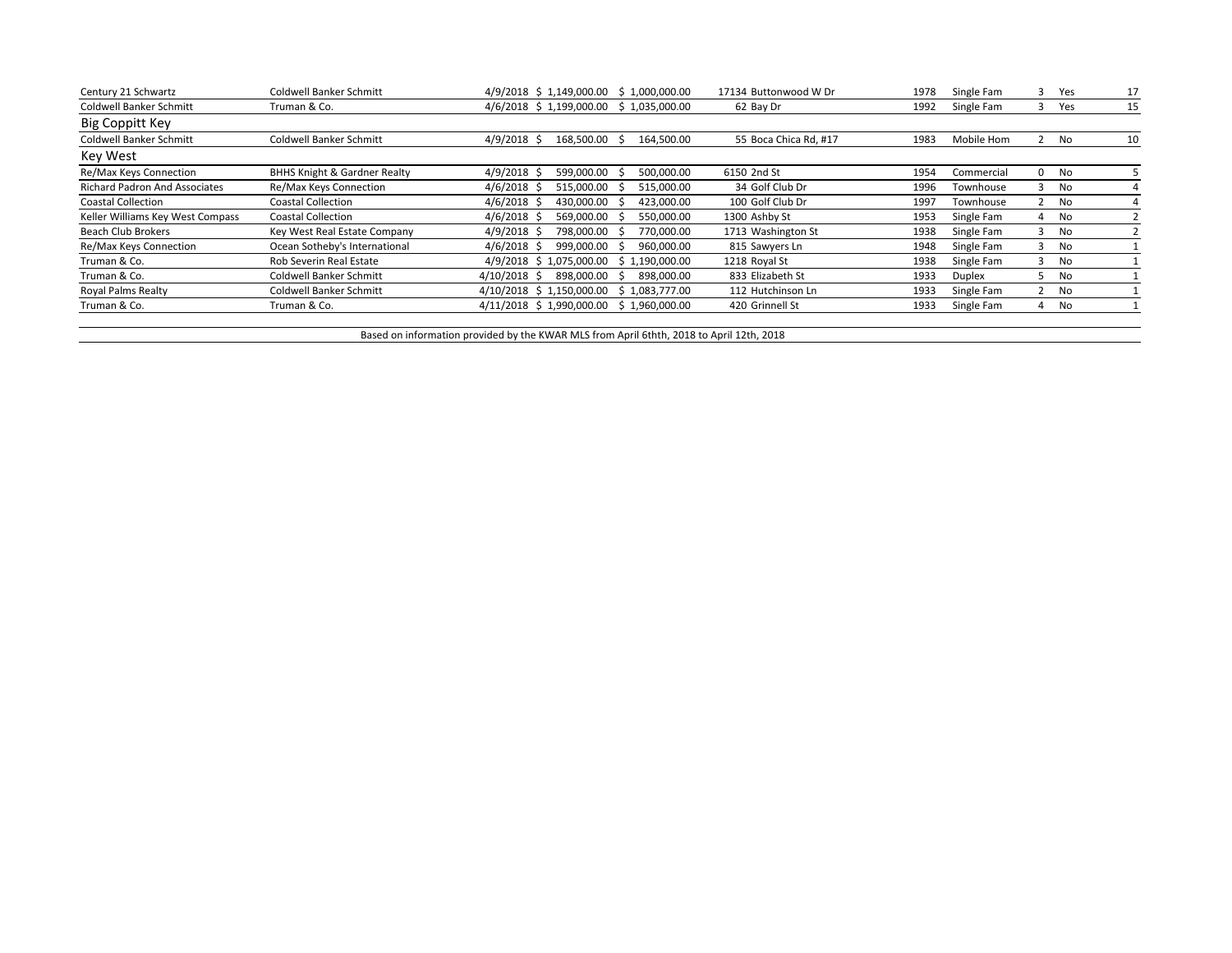| | | | | | | | | | | |
|---|---|---|---|---|---|---|---|---|---|---|
| Century 21 Schwartz | Coldwell Banker Schmitt | 4/9/2018 | $ 1,149,000.00 | $ 1,000,000.00 | 17134 Buttonwood W Dr | 1978 | Single Fam | 3 | Yes | 17 |
| Coldwell Banker Schmitt | Truman & Co. | 4/6/2018 | $ 1,199,000.00 | $ 1,035,000.00 | 62 Bay Dr | 1992 | Single Fam | 3 | Yes | 15 |
| **Big Coppitt Key** | | | | | | | | | | |
| Coldwell Banker Schmitt | Coldwell Banker Schmitt | 4/9/2018 | $ 168,500.00 | $ 164,500.00 | 55 Boca Chica Rd, #17 | 1983 | Mobile Hom | 2 | No | 10 |
| **Key West** | | | | | | | | | | |
| Re/Max Keys Connection | BHHS Knight & Gardner Realty | 4/9/2018 | $ 599,000.00 | $ 500,000.00 | 6150 2nd St | 1954 | Commercial | 0 | No | 5 |
| Richard Padron And Associates | Re/Max Keys Connection | 4/6/2018 | $ 515,000.00 | $ 515,000.00 | 34 Golf Club Dr | 1996 | Townhouse | 3 | No | 4 |
| Coastal Collection | Coastal Collection | 4/6/2018 | $ 430,000.00 | $ 423,000.00 | 100 Golf Club Dr | 1997 | Townhouse | 2 | No | 4 |
| Keller Williams Key West Compass | Coastal Collection | 4/6/2018 | $ 569,000.00 | $ 550,000.00 | 1300 Ashby St | 1953 | Single Fam | 4 | No | 2 |
| Beach Club Brokers | Key West Real Estate Company | 4/9/2018 | $ 798,000.00 | $ 770,000.00 | 1713 Washington St | 1938 | Single Fam | 3 | No | 2 |
| Re/Max Keys Connection | Ocean Sotheby's International | 4/6/2018 | $ 999,000.00 | $ 960,000.00 | 815 Sawyers Ln | 1948 | Single Fam | 3 | No | 1 |
| Truman & Co. | Rob Severin Real Estate | 4/9/2018 | $ 1,075,000.00 | $ 1,190,000.00 | 1218 Royal St | 1938 | Single Fam | 3 | No | 1 |
| Truman & Co. | Coldwell Banker Schmitt | 4/10/2018 | $ 898,000.00 | $ 898,000.00 | 833 Elizabeth St | 1933 | Duplex | 5 | No | 1 |
| Royal Palms Realty | Coldwell Banker Schmitt | 4/10/2018 | $ 1,150,000.00 | $ 1,083,777.00 | 112 Hutchinson Ln | 1933 | Single Fam | 2 | No | 1 |
| Truman & Co. | Truman & Co. | 4/11/2018 | $ 1,990,000.00 | $ 1,960,000.00 | 420 Grinnell St | 1933 | Single Fam | 4 | No | 1 |

Based on information provided by the KWAR MLS from April 6thth, 2018 to April 12th, 2018